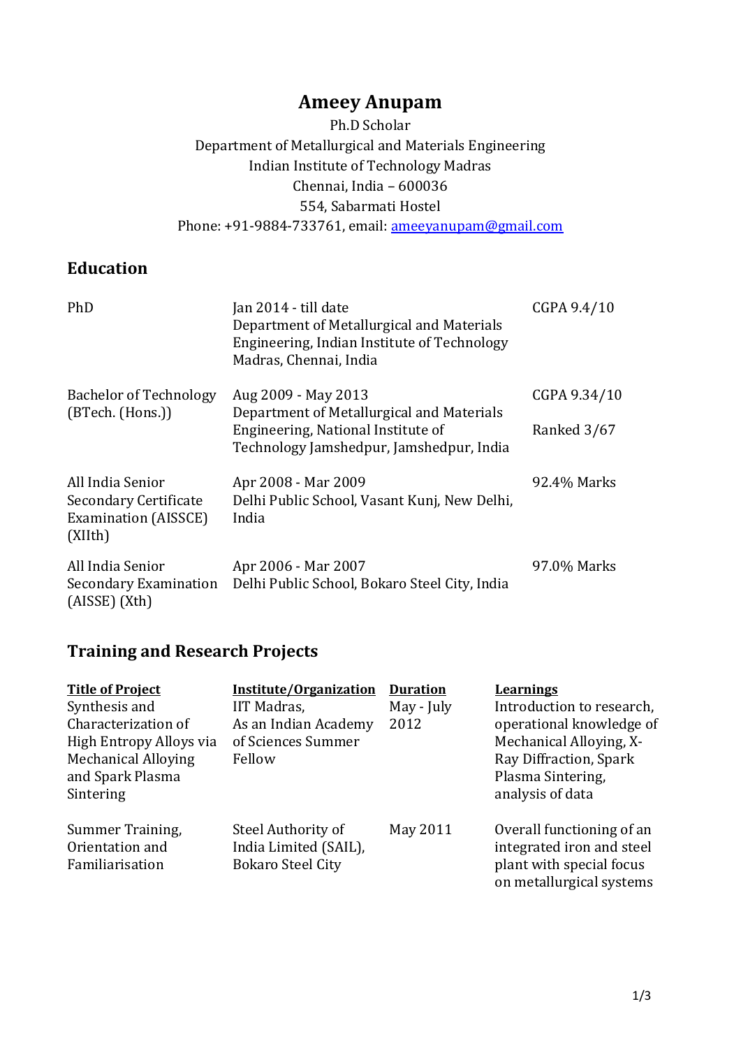# Ameey Anupam

Ph.D Scholar
Department of Metallurgical and Materials Engineering
Indian Institute of Technology Madras
Chennai, India – 600036
554, Sabarmati Hostel
Phone: +91-9884-733761, email: ameeyanupam@gmail.com

## Education

| | | |
|---|---|---|
| PhD | Jan 2014 - till date<br>Department of Metallurgical and Materials Engineering, Indian Institute of Technology Madras, Chennai, India | CGPA 9.4/10 |
| Bachelor of Technology (BTech. (Hons.)) | Aug 2009 - May 2013<br>Department of Metallurgical and Materials Engineering, National Institute of Technology Jamshedpur, Jamshedpur, India | CGPA 9.34/10<br>Ranked 3/67 |
| All India Senior Secondary Certificate Examination (AISSCE) (XIIth) | Apr 2008 - Mar 2009<br>Delhi Public School, Vasant Kunj, New Delhi, India | 92.4% Marks |
| All India Senior Secondary Examination (AISSE) (Xth) | Apr 2006 - Mar 2007<br>Delhi Public School, Bokaro Steel City, India | 97.0% Marks |

## Training and Research Projects

| Title of Project | Institute/Organization | Duration | Learnings |
|---|---|---|---|
| Synthesis and Characterization of High Entropy Alloys via Mechanical Alloying and Spark Plasma Sintering | IIT Madras, As an Indian Academy of Sciences Summer Fellow | May - July 2012 | Introduction to research, operational knowledge of Mechanical Alloying, X-Ray Diffraction, Spark Plasma Sintering, analysis of data |
| Summer Training, Orientation and Familiarisation | Steel Authority of India Limited (SAIL), Bokaro Steel City | May 2011 | Overall functioning of an integrated iron and steel plant with special focus on metallurgical systems |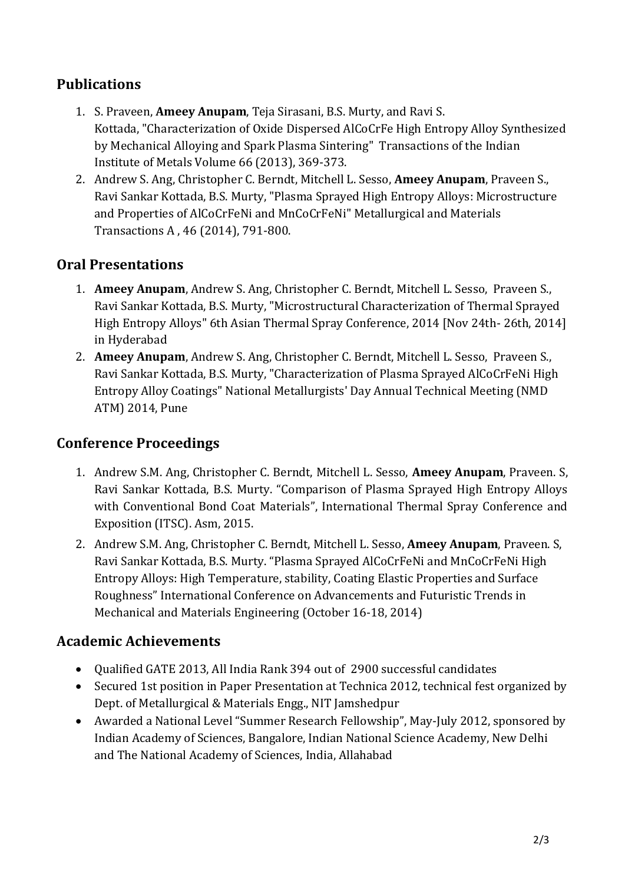## Publications

1. S. Praveen, **Ameey Anupam**, Teja Sirasani, B.S. Murty, and Ravi S. Kottada, "Characterization of Oxide Dispersed AlCoCrFe High Entropy Alloy Synthesized by Mechanical Alloying and Spark Plasma Sintering" Transactions of the Indian Institute of Metals Volume 66 (2013), 369-373.
2. Andrew S. Ang, Christopher C. Berndt, Mitchell L. Sesso, **Ameey Anupam**, Praveen S., Ravi Sankar Kottada, B.S. Murty, "Plasma Sprayed High Entropy Alloys: Microstructure and Properties of AlCoCrFeNi and MnCoCrFeNi" Metallurgical and Materials Transactions A , 46 (2014), 791-800.

## Oral Presentations

1. **Ameey Anupam**, Andrew S. Ang, Christopher C. Berndt, Mitchell L. Sesso, Praveen S., Ravi Sankar Kottada, B.S. Murty, "Microstructural Characterization of Thermal Sprayed High Entropy Alloys" 6th Asian Thermal Spray Conference, 2014 [Nov 24th- 26th, 2014] in Hyderabad
2. **Ameey Anupam**, Andrew S. Ang, Christopher C. Berndt, Mitchell L. Sesso, Praveen S., Ravi Sankar Kottada, B.S. Murty, "Characterization of Plasma Sprayed AlCoCrFeNi High Entropy Alloy Coatings" National Metallurgists' Day Annual Technical Meeting (NMD ATM) 2014, Pune

## Conference Proceedings

1. Andrew S.M. Ang, Christopher C. Berndt, Mitchell L. Sesso, **Ameey Anupam**, Praveen. S, Ravi Sankar Kottada, B.S. Murty. "Comparison of Plasma Sprayed High Entropy Alloys with Conventional Bond Coat Materials", International Thermal Spray Conference and Exposition (ITSC). Asm, 2015.
2. Andrew S.M. Ang, Christopher C. Berndt, Mitchell L. Sesso, **Ameey Anupam**, Praveen. S, Ravi Sankar Kottada, B.S. Murty. "Plasma Sprayed AlCoCrFeNi and MnCoCrFeNi High Entropy Alloys: High Temperature, stability, Coating Elastic Properties and Surface Roughness" International Conference on Advancements and Futuristic Trends in Mechanical and Materials Engineering (October 16-18, 2014)

## Academic Achievements

- Qualified GATE 2013, All India Rank 394 out of 2900 successful candidates
- Secured 1st position in Paper Presentation at Technica 2012, technical fest organized by Dept. of Metallurgical & Materials Engg., NIT Jamshedpur
- Awarded a National Level "Summer Research Fellowship", May-July 2012, sponsored by Indian Academy of Sciences, Bangalore, Indian National Science Academy, New Delhi and The National Academy of Sciences, India, Allahabad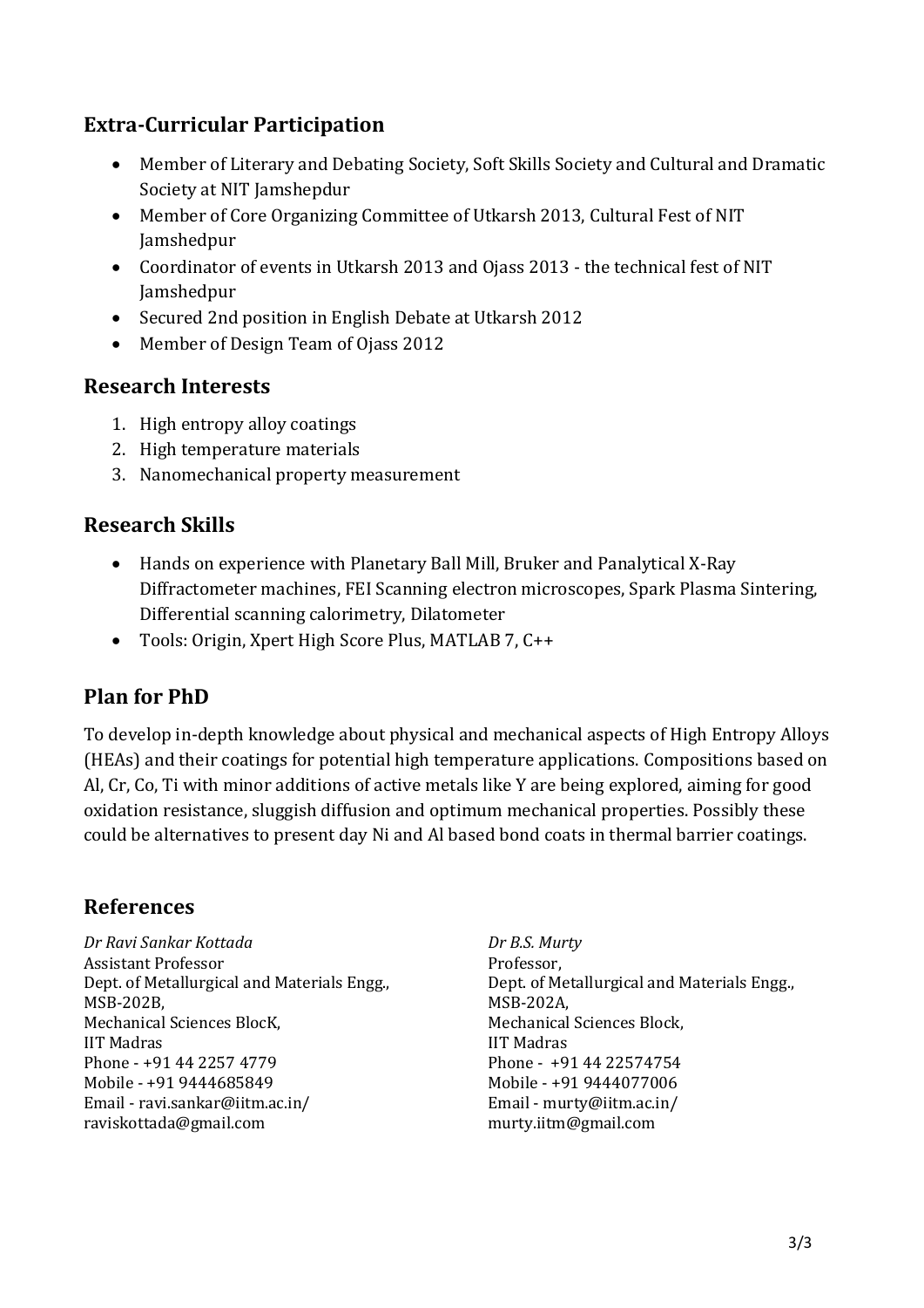## Extra-Curricular Participation

- Member of Literary and Debating Society, Soft Skills Society and Cultural and Dramatic Society at NIT Jamshepdur
- Member of Core Organizing Committee of Utkarsh 2013, Cultural Fest of NIT Jamshedpur
- Coordinator of events in Utkarsh 2013 and Ojass 2013 - the technical fest of NIT Jamshedpur
- Secured 2nd position in English Debate at Utkarsh 2012
- Member of Design Team of Ojass 2012

## Research Interests

1. High entropy alloy coatings
2. High temperature materials
3. Nanomechanical property measurement

## Research Skills

- Hands on experience with Planetary Ball Mill, Bruker and Panalytical X-Ray Diffractometer machines, FEI Scanning electron microscopes, Spark Plasma Sintering, Differential scanning calorimetry, Dilatometer
- Tools: Origin, Xpert High Score Plus, MATLAB 7, C++

## Plan for PhD

To develop in-depth knowledge about physical and mechanical aspects of High Entropy Alloys (HEAs) and their coatings for potential high temperature applications. Compositions based on Al, Cr, Co, Ti with minor additions of active metals like Y are being explored, aiming for good oxidation resistance, sluggish diffusion and optimum mechanical properties. Possibly these could be alternatives to present day Ni and Al based bond coats in thermal barrier coatings.

## References

*Dr Ravi Sankar Kottada*
Assistant Professor
Dept. of Metallurgical and Materials Engg.,
MSB-202B,
Mechanical Sciences BlocK,
IIT Madras
Phone - +91 44 2257 4779
Mobile - +91 9444685849
Email - ravi.sankar@iitm.ac.in/
raviskottada@gmail.com

*Dr B.S. Murty*
Professor,
Dept. of Metallurgical and Materials Engg.,
MSB-202A,
Mechanical Sciences Block,
IIT Madras
Phone - +91 44 22574754
Mobile - +91 9444077006
Email - murty@iitm.ac.in/
murty.iitm@gmail.com